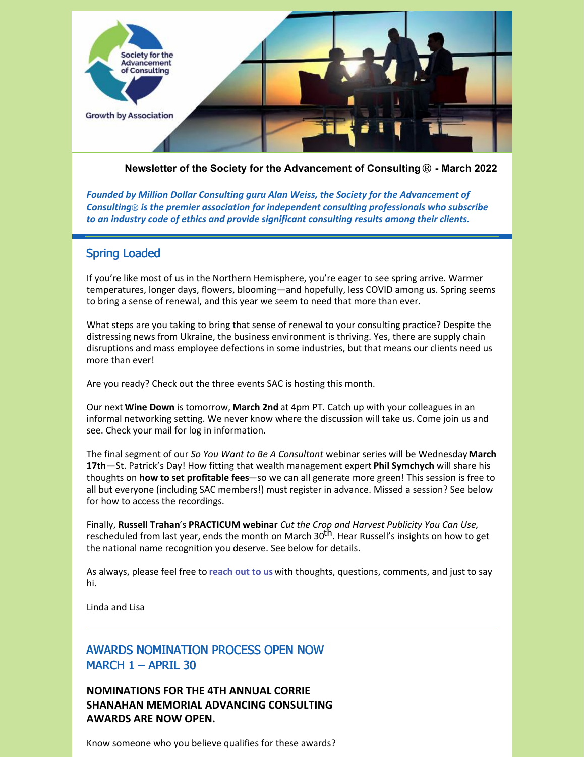Society for the Advancement of Consulting

Growth by Association

**Newsletter of the Society for the Advancement of Consulting® - March 2022**

***Founded by Million Dollar Consulting guru Alan Weiss, the Society for the Advancement of Consulting® is the premier association for independent consulting professionals who subscribe to an industry code of ethics and provide significant consulting results among their clients.***

## Spring Loaded

If you're like most of us in the Northern Hemisphere, you're eager to see spring arrive. Warmer temperatures, longer days, flowers, blooming—and hopefully, less COVID among us. Spring seems to bring a sense of renewal, and this year we seem to need that more than ever.

What steps are you taking to bring that sense of renewal to your consulting practice? Despite the distressing news from Ukraine, the business environment is thriving. Yes, there are supply chain disruptions and mass employee defections in some industries, but that means our clients need us more than ever!

Are you ready? Check out the three events SAC is hosting this month.

Our next **Wine Down** is tomorrow, **March 2nd** at 4pm PT. Catch up with your colleagues in an informal networking setting. We never know where the discussion will take us. Come join us and see. Check your mail for log in information.

The final segment of our *So You Want to Be A Consultant* webinar series will be Wednesday **March 17th**—St. Patrick's Day! How fitting that wealth management expert **Phil Symchych** will share his thoughts on **how to set profitable fees**—so we can all generate more green! This session is free to all but everyone (including SAC members!) must register in advance. Missed a session? See below for how to access the recordings.

Finally, **Russell Trahan**'s **PRACTICUM webinar** *Cut the Crop and Harvest Publicity You Can Use,* rescheduled from last year, ends the month on March 30th. Hear Russell's insights on how to get the national name recognition you deserve. See below for details.

As always, please feel free to **reach out to us** with thoughts, questions, comments, and just to say hi.

Linda and Lisa

## AWARDS NOMINATION PROCESS OPEN NOW MARCH 1 – APRIL 30

### NOMINATIONS FOR THE 4TH ANNUAL CORRIE SHANAHAN MEMORIAL ADVANCING CONSULTING AWARDS ARE NOW OPEN.

Know someone who you believe qualifies for these awards?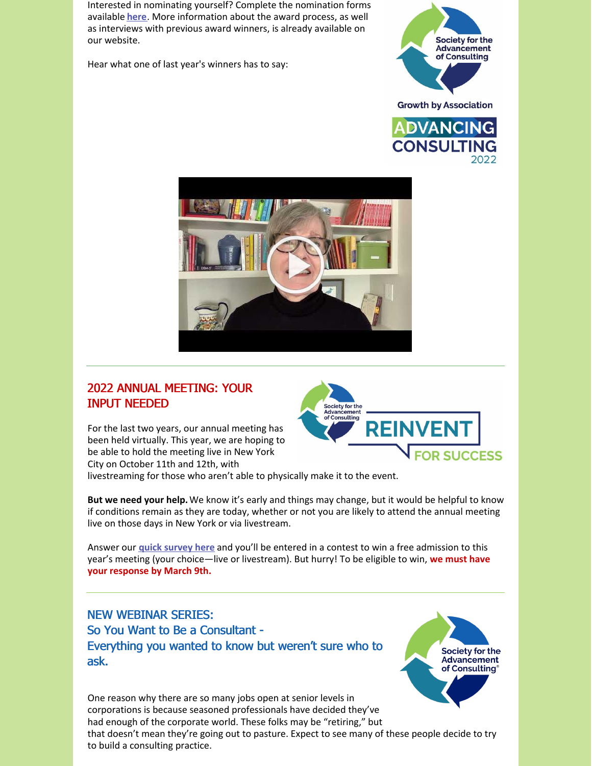Interested in nominating yourself? Complete the nomination forms available **here**. More information about the award process, as well as interviews with previous award winners, is already available on our website.

Hear what one of last year's winners has to say:

## 2022 ANNUAL MEETING: YOUR INPUT NEEDED

For the last two years, our annual meeting has been held virtually. This year, we are hoping to be able to hold the meeting live in New York City on October 11th and 12th, with livestreaming for those who aren't able to physically make it to the event.

**But we need your help.** We know it's early and things may change, but it would be helpful to know if conditions remain as they are today, whether or not you are likely to attend the annual meeting live on those days in New York or via livestream.

Answer our **quick survey here** and you'll be entered in a contest to win a free admission to this year's meeting (your choice—live or livestream). But hurry! To be eligible to win, **we must have your response by March 9th.**

## NEW WEBINAR SERIES:
## So You Want to Be a Consultant - Everything you wanted to know but weren't sure who to ask.

One reason why there are so many jobs open at senior levels in corporations is because seasoned professionals have decided they've had enough of the corporate world. These folks may be "retiring," but that doesn't mean they're going out to pasture. Expect to see many of these people decide to try to build a consulting practice.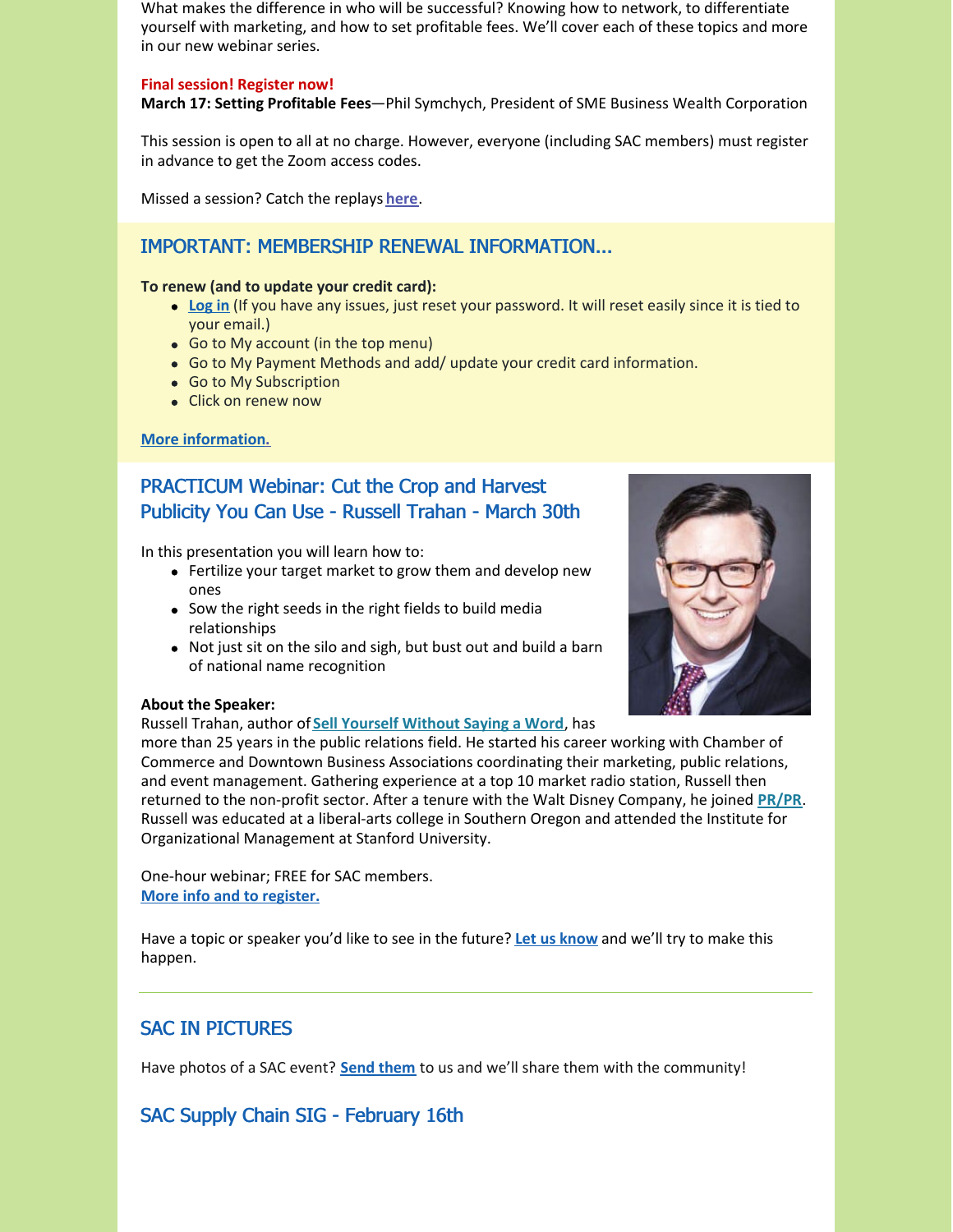What makes the difference in who will be successful? Knowing how to network, to differentiate yourself with marketing, and how to set profitable fees. We'll cover each of these topics and more in our new webinar series.

**Final session! Register now!**
**March 17: Setting Profitable Fees**—Phil Symchych, President of SME Business Wealth Corporation

This session is open to all at no charge. However, everyone (including SAC members) must register in advance to get the Zoom access codes.

Missed a session? Catch the replays **here**.

## IMPORTANT: MEMBERSHIP RENEWAL INFORMATION...

**To renew (and to update your credit card):**

- **Log in** (If you have any issues, just reset your password. It will reset easily since it is tied to your email.)
- Go to My account (in the top menu)
- Go to My Payment Methods and add/ update your credit card information.
- Go to My Subscription
- Click on renew now

**More information.**

## PRACTICUM Webinar: Cut the Crop and Harvest Publicity You Can Use - Russell Trahan - March 30th

In this presentation you will learn how to:

- Fertilize your target market to grow them and develop new ones
- Sow the right seeds in the right fields to build media relationships
- Not just sit on the silo and sigh, but bust out and build a barn of national name recognition

**About the Speaker:**
Russell Trahan, author of **Sell Yourself Without Saying a Word**, has more than 25 years in the public relations field. He started his career working with Chamber of Commerce and Downtown Business Associations coordinating their marketing, public relations, and event management. Gathering experience at a top 10 market radio station, Russell then returned to the non-profit sector. After a tenure with the Walt Disney Company, he joined **PR/PR**. Russell was educated at a liberal-arts college in Southern Oregon and attended the Institute for Organizational Management at Stanford University.

One-hour webinar; FREE for SAC members.
**More info and to register.**

Have a topic or speaker you'd like to see in the future? **Let us know** and we'll try to make this happen.

---

## SAC IN PICTURES

Have photos of a SAC event? **Send them** to us and we'll share them with the community!

## SAC Supply Chain SIG - February 16th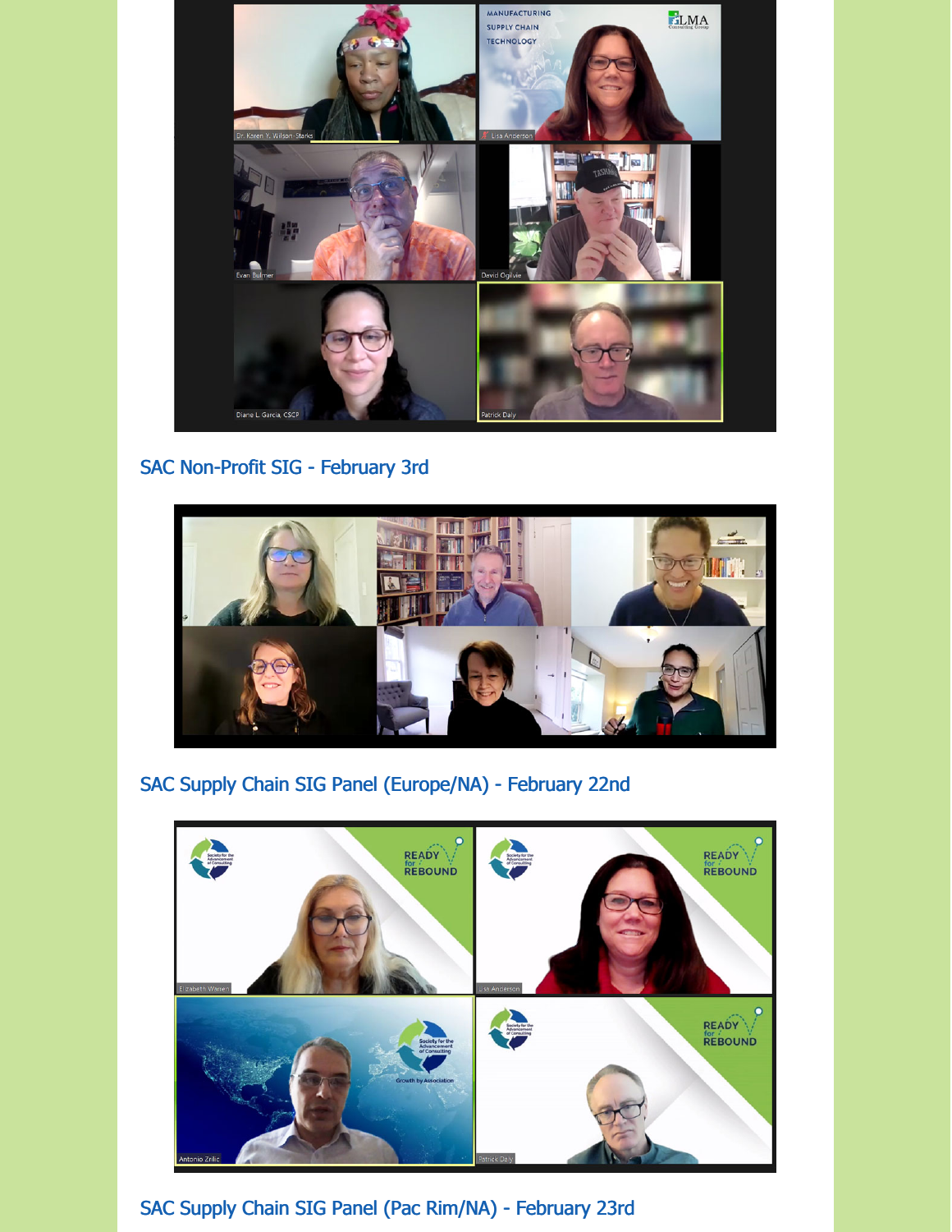SAC Non-Profit SIG - February 3rd

SAC Supply Chain SIG Panel (Europe/NA) - February 22nd

SAC Supply Chain SIG Panel (Pac Rim/NA) - February 23rd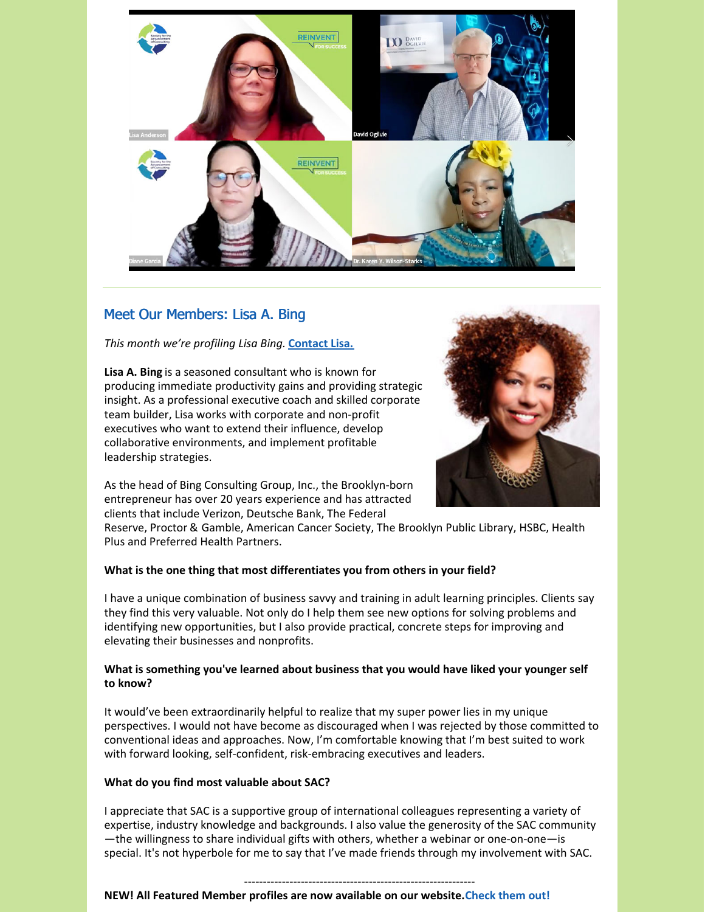## Meet Our Members: Lisa A. Bing

*This month we're profiling Lisa Bing.* **Contact Lisa.**

**Lisa A. Bing** is a seasoned consultant who is known for producing immediate productivity gains and providing strategic insight. As a professional executive coach and skilled corporate team builder, Lisa works with corporate and non-profit executives who want to extend their influence, develop collaborative environments, and implement profitable leadership strategies.

As the head of Bing Consulting Group, Inc., the Brooklyn-born entrepreneur has over 20 years experience and has attracted clients that include Verizon, Deutsche Bank, The Federal Reserve, Proctor & Gamble, American Cancer Society, The Brooklyn Public Library, HSBC, Health Plus and Preferred Health Partners.

**What is the one thing that most differentiates you from others in your field?**

I have a unique combination of business savvy and training in adult learning principles. Clients say they find this very valuable. Not only do I help them see new options for solving problems and identifying new opportunities, but I also provide practical, concrete steps for improving and elevating their businesses and nonprofits.

**What is something you've learned about business that you would have liked your younger self to know?**

It would've been extraordinarily helpful to realize that my super power lies in my unique perspectives. I would not have become as discouraged when I was rejected by those committed to conventional ideas and approaches. Now, I'm comfortable knowing that I'm best suited to work with forward looking, self-confident, risk-embracing executives and leaders.

**What do you find most valuable about SAC?**

I appreciate that SAC is a supportive group of international colleagues representing a variety of expertise, industry knowledge and backgrounds. I also value the generosity of the SAC community—the willingness to share individual gifts with others, whether a webinar or one-on-one—is special. It's not hyperbole for me to say that I've made friends through my involvement with SAC.

---

**NEW! All Featured Member profiles are now available on our website. Check them out!**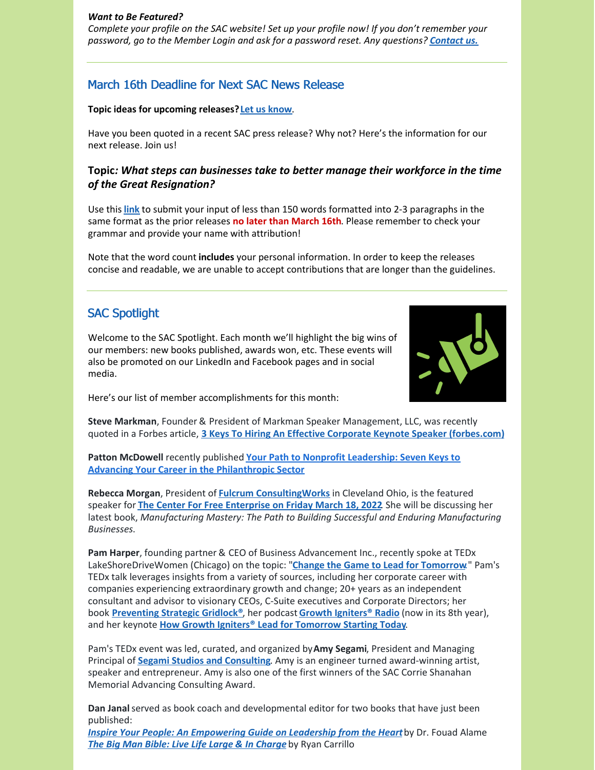***Want to Be Featured?***

*Complete your profile on the SAC website! Set up your profile now! If you don't remember your password, go to the Member Login and ask for a password reset. Any questions? **Contact us.***

---

## March 16th Deadline for Next SAC News Release

**Topic ideas for upcoming releases? Let us know**.

Have you been quoted in a recent SAC press release? Why not? Here's the information for our next release. Join us!

### Topic*: What steps can businesses take to better manage their workforce in the time of the Great Resignation?*

Use this **link** to submit your input of less than 150 words formatted into 2-3 paragraphs in the same format as the prior releases **no later than March 16th**. Please remember to check your grammar and provide your name with attribution!

Note that the word count **includes** your personal information. In order to keep the releases concise and readable, we are unable to accept contributions that are longer than the guidelines.

---

## SAC Spotlight

Welcome to the SAC Spotlight. Each month we'll highlight the big wins of our members: new books published, awards won, etc. These events will also be promoted on our LinkedIn and Facebook pages and in social media.

Here's our list of member accomplishments for this month:

**Steve Markman**, Founder & President of Markman Speaker Management, LLC, was recently quoted in a Forbes article, **3 Keys To Hiring An Effective Corporate Keynote Speaker (forbes.com)**

**Patton McDowell** recently published **Your Path to Nonprofit Leadership: Seven Keys to Advancing Your Career in the Philanthropic Sector**

**Rebecca Morgan**, President of **Fulcrum ConsultingWorks** in Cleveland Ohio, is the featured speaker for **The Center For Free Enterprise on Friday March 18, 2022**. She will be discussing her latest book, *Manufacturing Mastery: The Path to Building Successful and Enduring Manufacturing Businesses*.

**Pam Harper**, founding partner & CEO of Business Advancement Inc., recently spoke at TEDx LakeShoreDriveWomen (Chicago) on the topic: "**Change the Game to Lead for Tomorrow**." Pam's TEDx talk leverages insights from a variety of sources, including her corporate career with companies experiencing extraordinary growth and change; 20+ years as an independent consultant and advisor to visionary CEOs, C-Suite executives and Corporate Directors; her book **Preventing Strategic Gridlock®**, her podcast **Growth Igniters® Radio** (now in its 8th year), and her keynote **How Growth Igniters® Lead for Tomorrow Starting Today**.

Pam's TEDx event was led, curated, and organized by **Amy Segami**, President and Managing Principal of **Segami Studios and Consulting**. Amy is an engineer turned award-winning artist, speaker and entrepreneur. Amy is also one of the first winners of the SAC Corrie Shanahan Memorial Advancing Consulting Award.

**Dan Janal** served as book coach and developmental editor for two books that have just been published:

***Inspire Your People: An Empowering Guide on Leadership from the Heart*** by Dr. Fouad Alame
***The Big Man Bible: Live Life Large & In Charge*** by Ryan Carrillo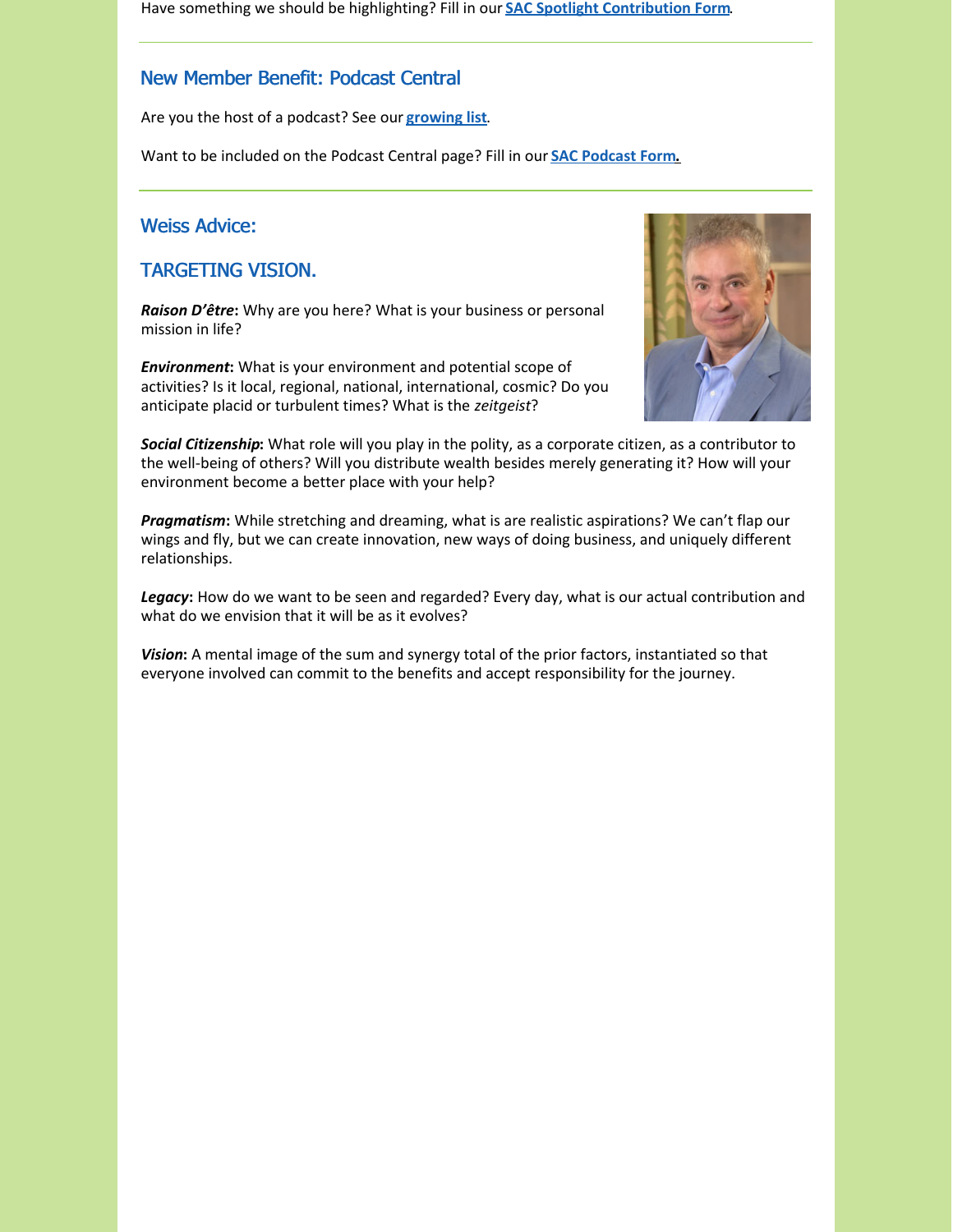Have something we should be highlighting? Fill in our **SAC Spotlight Contribution Form**.

---

## New Member Benefit: Podcast Central

Are you the host of a podcast? See our **growing list**.

Want to be included on the Podcast Central page? Fill in our **SAC Podcast Form.**

---

## Weiss Advice:

## TARGETING VISION.

***Raison D'être*:** Why are you here? What is your business or personal mission in life?

***Environment*:** What is your environment and potential scope of activities? Is it local, regional, national, international, cosmic? Do you anticipate placid or turbulent times? What is the *zeitgeist*?

***Social Citizenship*:** What role will you play in the polity, as a corporate citizen, as a contributor to the well-being of others? Will you distribute wealth besides merely generating it? How will your environment become a better place with your help?

***Pragmatism*:** While stretching and dreaming, what is are realistic aspirations? We can't flap our wings and fly, but we can create innovation, new ways of doing business, and uniquely different relationships.

***Legacy*:** How do we want to be seen and regarded? Every day, what is our actual contribution and what do we envision that it will be as it evolves?

***Vision*:** A mental image of the sum and synergy total of the prior factors, instantiated so that everyone involved can commit to the benefits and accept responsibility for the journey.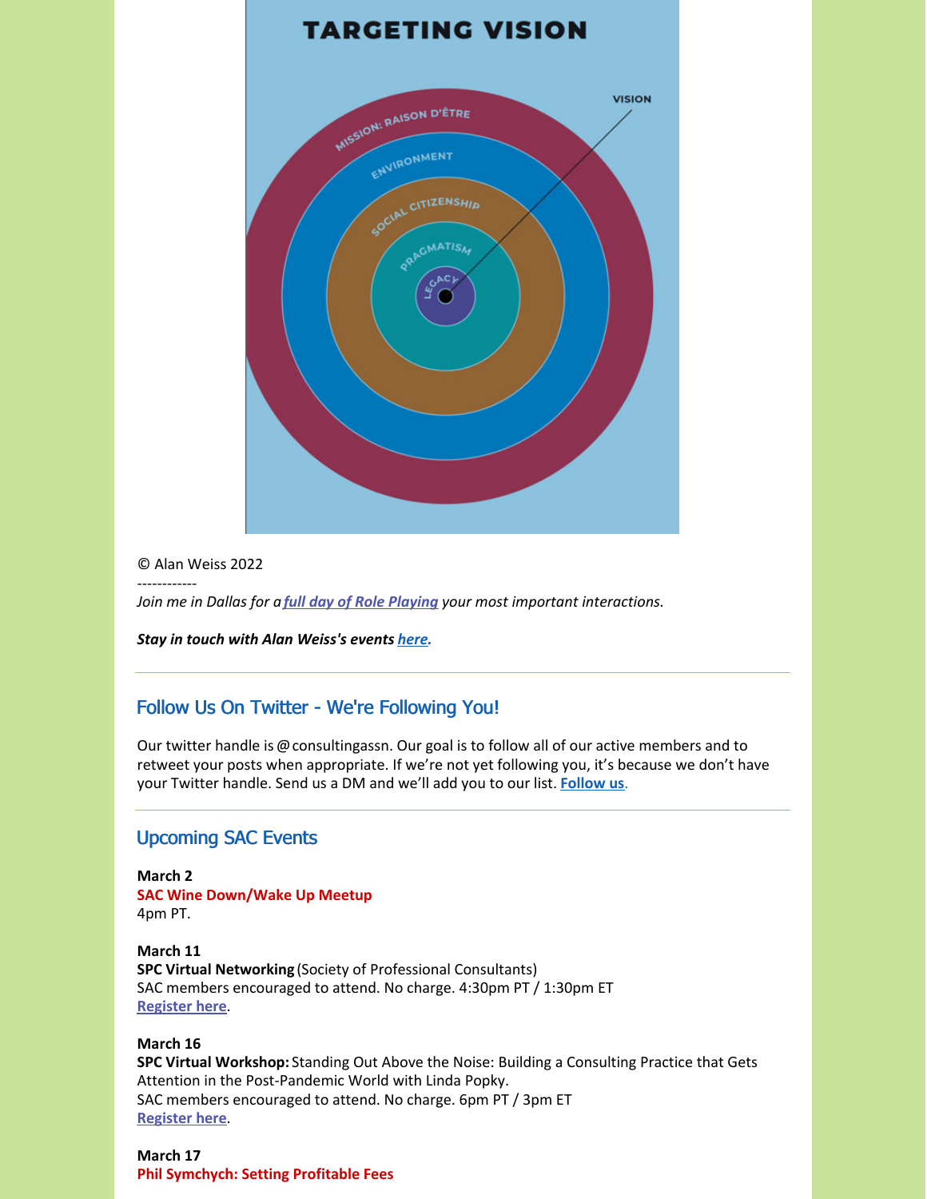© Alan Weiss 2022

------------

*Join me in Dallas for a* ***full day of Role Playing*** *your most important interactions.*

***Stay in touch with Alan Weiss's events here.***

## Follow Us On Twitter - We're Following You!

Our twitter handle is @consultingassn. Our goal is to follow all of our active members and to retweet your posts when appropriate. If we're not yet following you, it's because we don't have your Twitter handle. Send us a DM and we'll add you to our list. **Follow us**.

## Upcoming SAC Events

**March 2**
**SAC Wine Down/Wake Up Meetup**
4pm PT.

**March 11**
**SPC Virtual Networking** (Society of Professional Consultants)
SAC members encouraged to attend. No charge. 4:30pm PT / 1:30pm ET
**Register here**.

**March 16**
**SPC Virtual Workshop:** Standing Out Above the Noise: Building a Consulting Practice that Gets Attention in the Post-Pandemic World with Linda Popky.
SAC members encouraged to attend. No charge. 6pm PT / 3pm ET
**Register here**.

**March 17**
**Phil Symchych: Setting Profitable Fees**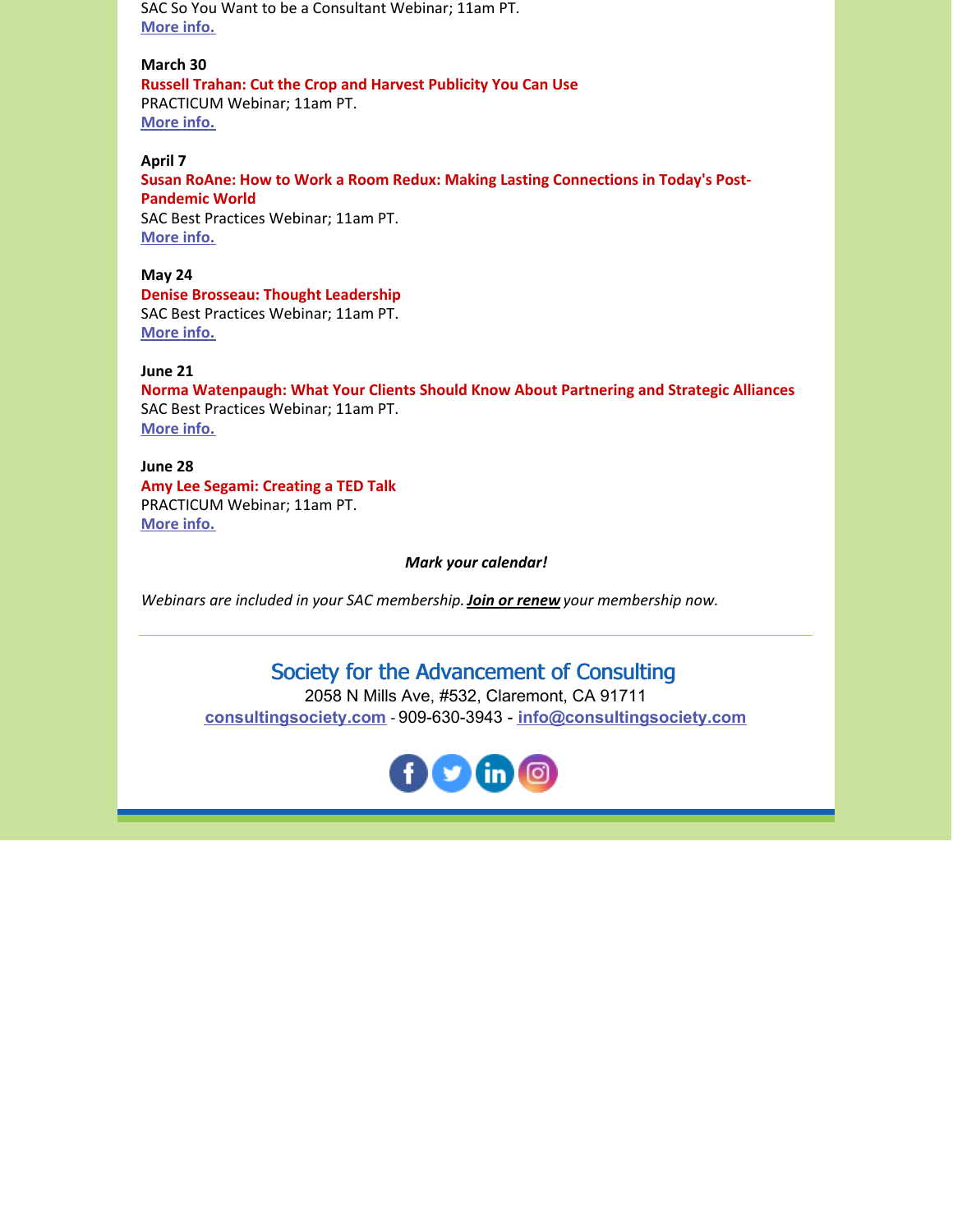SAC So You Want to be a Consultant Webinar; 11am PT.
More info.

**March 30**
**Russell Trahan: Cut the Crop and Harvest Publicity You Can Use**
PRACTICUM Webinar; 11am PT.
More info.

**April 7**
**Susan RoAne: How to Work a Room Redux: Making Lasting Connections in Today's Post-Pandemic World**
SAC Best Practices Webinar; 11am PT.
More info.

**May 24**
**Denise Brosseau: Thought Leadership**
SAC Best Practices Webinar; 11am PT.
More info.

**June 21**
**Norma Watenpaugh: What Your Clients Should Know About Partnering and Strategic Alliances**
SAC Best Practices Webinar; 11am PT.
More info.

**June 28**
**Amy Lee Segami: Creating a TED Talk**
PRACTICUM Webinar; 11am PT.
More info.

***Mark your calendar!***

*Webinars are included in your SAC membership.* ***Join or renew*** *your membership now.*

---

Society for the Advancement of Consulting
2058 N Mills Ave, #532, Claremont, CA 91711
consultingsociety.com - 909-630-3943 - info@consultingsociety.com